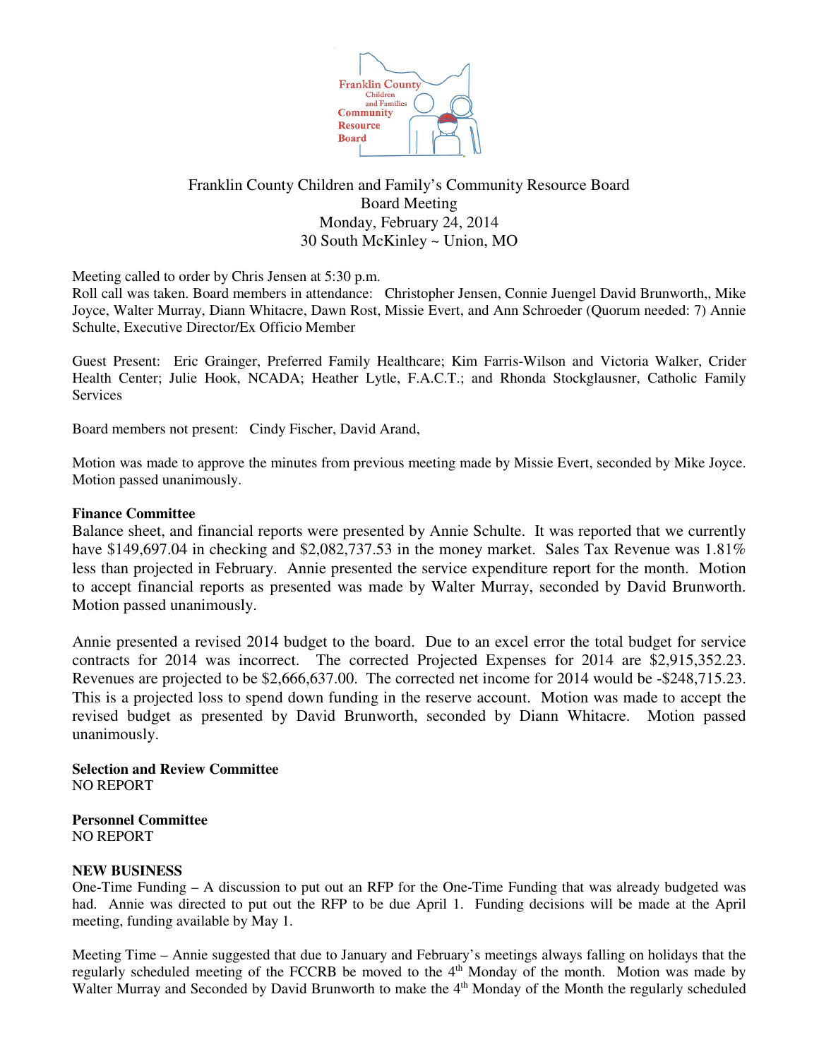Franklin County Children and Family's Community Resource Board
Board Meeting
Monday, February 24, 2014
30 South McKinley ~ Union, MO

Meeting called to order by Chris Jensen at 5:30 p.m.
Roll call was taken. Board members in attendance: Christopher Jensen, Connie Juengel David Brunworth,, Mike Joyce, Walter Murray, Diann Whitacre, Dawn Rost, Missie Evert, and Ann Schroeder (Quorum needed: 7) Annie Schulte, Executive Director/Ex Officio Member

Guest Present: Eric Grainger, Preferred Family Healthcare; Kim Farris-Wilson and Victoria Walker, Crider Health Center; Julie Hook, NCADA; Heather Lytle, F.A.C.T.; and Rhonda Stockglausner, Catholic Family Services

Board members not present: Cindy Fischer, David Arand,

Motion was made to approve the minutes from previous meeting made by Missie Evert, seconded by Mike Joyce. Motion passed unanimously.

**Finance Committee**
Balance sheet, and financial reports were presented by Annie Schulte. It was reported that we currently have $149,697.04 in checking and $2,082,737.53 in the money market. Sales Tax Revenue was 1.81% less than projected in February. Annie presented the service expenditure report for the month. Motion to accept financial reports as presented was made by Walter Murray, seconded by David Brunworth. Motion passed unanimously.

Annie presented a revised 2014 budget to the board. Due to an excel error the total budget for service contracts for 2014 was incorrect. The corrected Projected Expenses for 2014 are $2,915,352.23. Revenues are projected to be $2,666,637.00. The corrected net income for 2014 would be -$248,715.23. This is a projected loss to spend down funding in the reserve account. Motion was made to accept the revised budget as presented by David Brunworth, seconded by Diann Whitacre. Motion passed unanimously.

**Selection and Review Committee**
NO REPORT

**Personnel Committee**
NO REPORT

**NEW BUSINESS**
One-Time Funding – A discussion to put out an RFP for the One-Time Funding that was already budgeted was had. Annie was directed to put out the RFP to be due April 1. Funding decisions will be made at the April meeting, funding available by May 1.

Meeting Time – Annie suggested that due to January and February's meetings always falling on holidays that the regularly scheduled meeting of the FCCRB be moved to the 4th Monday of the month. Motion was made by Walter Murray and Seconded by David Brunworth to make the 4th Monday of the Month the regularly scheduled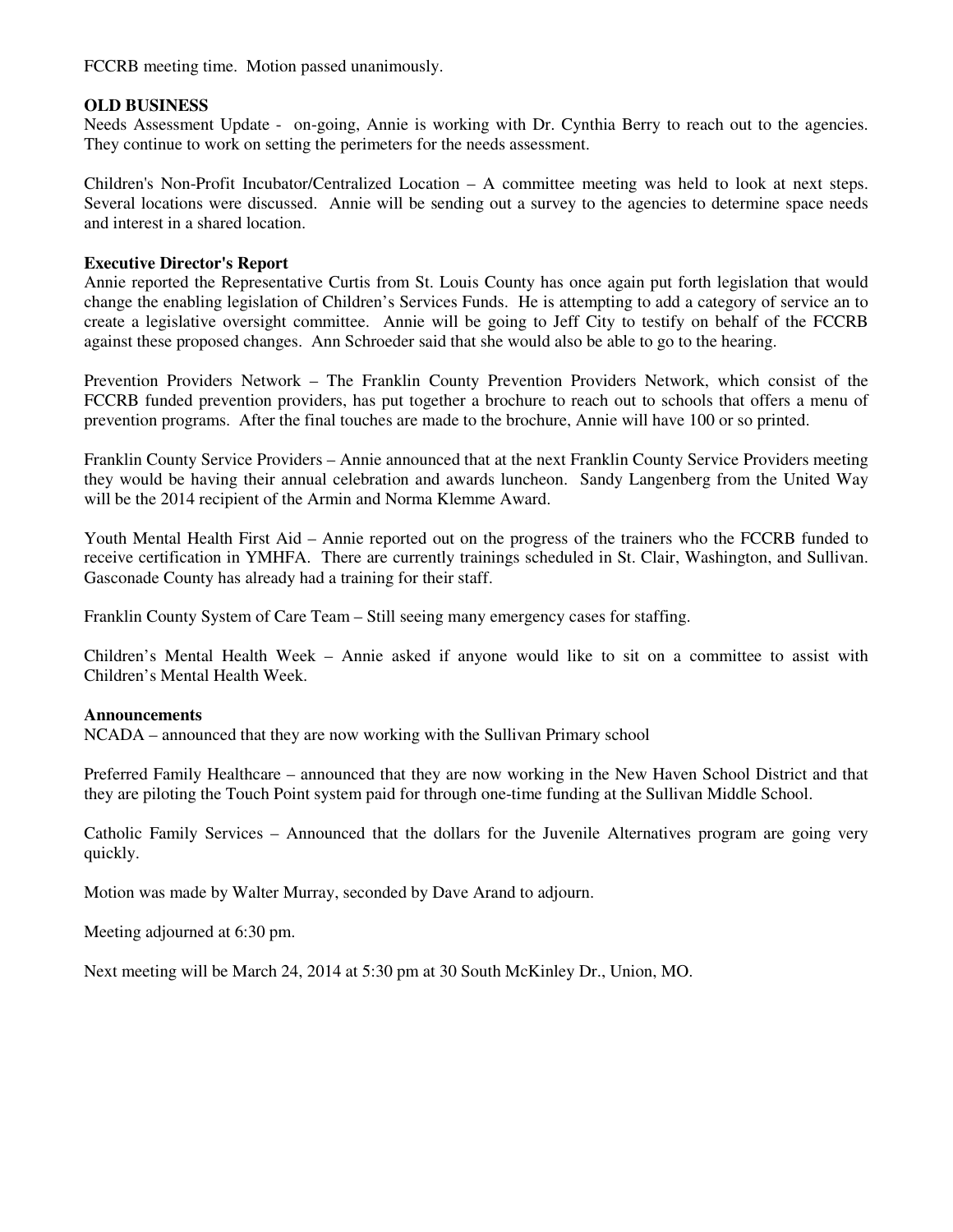FCCRB meeting time. Motion passed unanimously.

**OLD BUSINESS**

Needs Assessment Update - on-going, Annie is working with Dr. Cynthia Berry to reach out to the agencies. They continue to work on setting the perimeters for the needs assessment.

Children's Non-Profit Incubator/Centralized Location – A committee meeting was held to look at next steps. Several locations were discussed. Annie will be sending out a survey to the agencies to determine space needs and interest in a shared location.

**Executive Director's Report**

Annie reported the Representative Curtis from St. Louis County has once again put forth legislation that would change the enabling legislation of Children's Services Funds. He is attempting to add a category of service an to create a legislative oversight committee. Annie will be going to Jeff City to testify on behalf of the FCCRB against these proposed changes. Ann Schroeder said that she would also be able to go to the hearing.

Prevention Providers Network – The Franklin County Prevention Providers Network, which consist of the FCCRB funded prevention providers, has put together a brochure to reach out to schools that offers a menu of prevention programs. After the final touches are made to the brochure, Annie will have 100 or so printed.

Franklin County Service Providers – Annie announced that at the next Franklin County Service Providers meeting they would be having their annual celebration and awards luncheon. Sandy Langenberg from the United Way will be the 2014 recipient of the Armin and Norma Klemme Award.

Youth Mental Health First Aid – Annie reported out on the progress of the trainers who the FCCRB funded to receive certification in YMHFA. There are currently trainings scheduled in St. Clair, Washington, and Sullivan. Gasconade County has already had a training for their staff.

Franklin County System of Care Team – Still seeing many emergency cases for staffing.

Children's Mental Health Week – Annie asked if anyone would like to sit on a committee to assist with Children's Mental Health Week.

**Announcements**

NCADA – announced that they are now working with the Sullivan Primary school

Preferred Family Healthcare – announced that they are now working in the New Haven School District and that they are piloting the Touch Point system paid for through one-time funding at the Sullivan Middle School.

Catholic Family Services – Announced that the dollars for the Juvenile Alternatives program are going very quickly.

Motion was made by Walter Murray, seconded by Dave Arand to adjourn.

Meeting adjourned at 6:30 pm.

Next meeting will be March 24, 2014 at 5:30 pm at 30 South McKinley Dr., Union, MO.